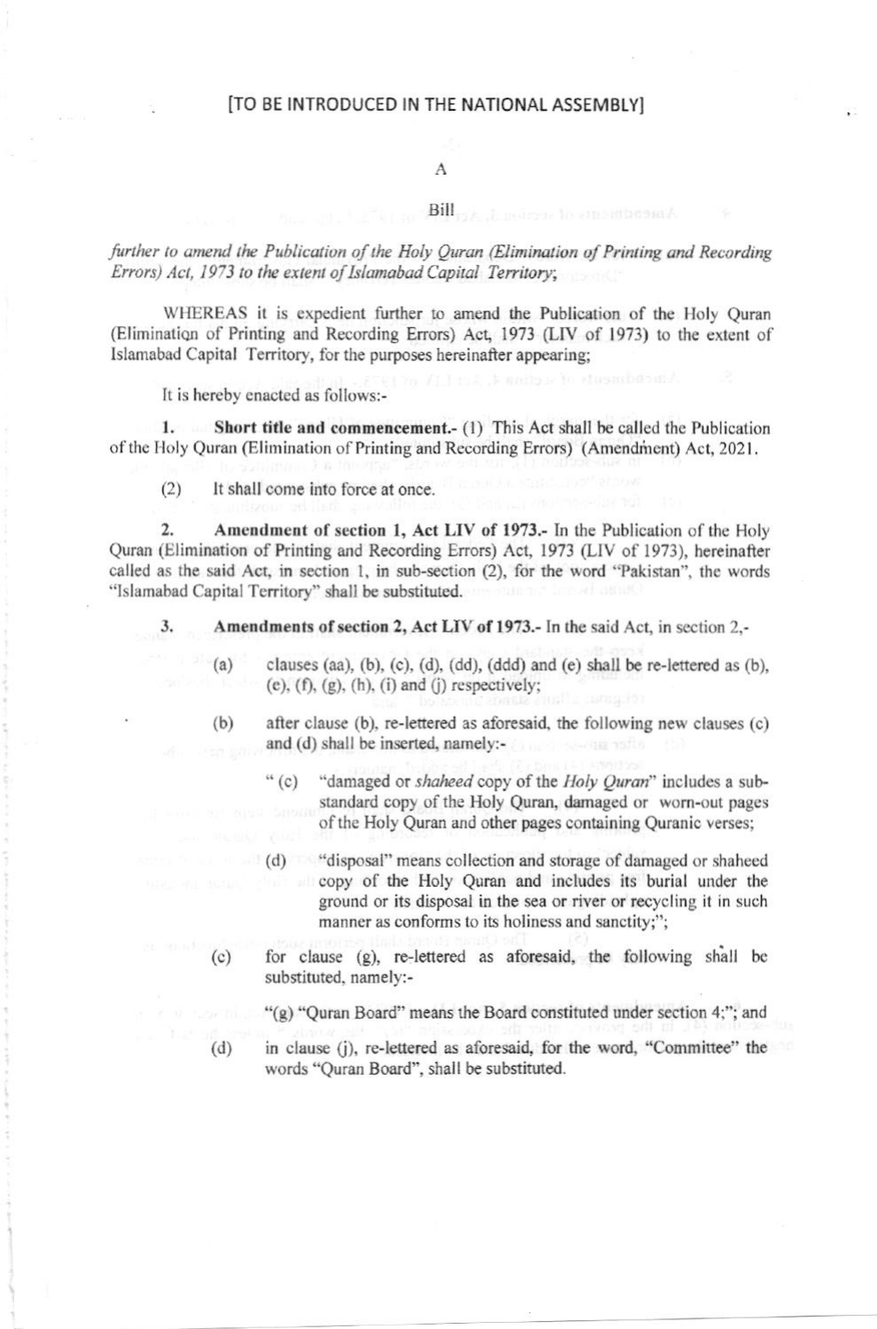[TO BE INTRODUCED IN THE NATIONAL ASSEMBLY]

A

Bill

*further to amend the Publication of the Holy Quran (Elimination of Printing and Recording Errors) Act, 1973 to the extent of Islamabad Capital Territory;*

WHEREAS it is expedient further to amend the Publication of the Holy Quran (Elimination of Printing and Recording Errors) Act, 1973 (LIV of 1973) to the extent of Islamabad Capital Territory, for the purposes hereinafter appearing;

It is hereby enacted as follows:-

1. **Short title and commencement.-** (1) This Act shall be called the Publication of the Holy Quran (Elimination of Printing and Recording Errors) (Amendment) Act, 2021.

(2) It shall come into force at once.

2. **Amendment of section 1, Act LIV of 1973.-** In the Publication of the Holy Quran (Elimination of Printing and Recording Errors) Act, 1973 (LIV of 1973), hereinafter called as the said Act, in section 1, in sub-section (2), for the word "Pakistan", the words "Islamabad Capital Territory" shall be substituted.

3. **Amendments of section 2, Act LIV of 1973.-** In the said Act, in section 2,-

(a) clauses (aa), (b), (c), (d), (dd), (ddd) and (e) shall be re-lettered as (b), (e), (f), (g), (h), (i) and (j) respectively;

(b) after clause (b), re-lettered as aforesaid, the following new clauses (c) and (d) shall be inserted, namely:-

" (c) "damaged or *shaheed* copy of the *Holy Quran*" includes a sub-standard copy of the Holy Quran, damaged or worn-out pages of the Holy Quran and other pages containing Quranic verses;

(d) "disposal" means collection and storage of damaged or shaheed copy of the Holy Quran and includes its burial under the ground or its disposal in the sea or river or recycling it in such manner as conforms to its holiness and sanctity;";

(c) for clause (g), re-lettered as aforesaid, the following shall be substituted, namely:-

"(g) "Quran Board" means the Board constituted under section 4;"; and

(d) in clause (j), re-lettered as aforesaid, for the word, "Committee" the words "Quran Board", shall be substituted.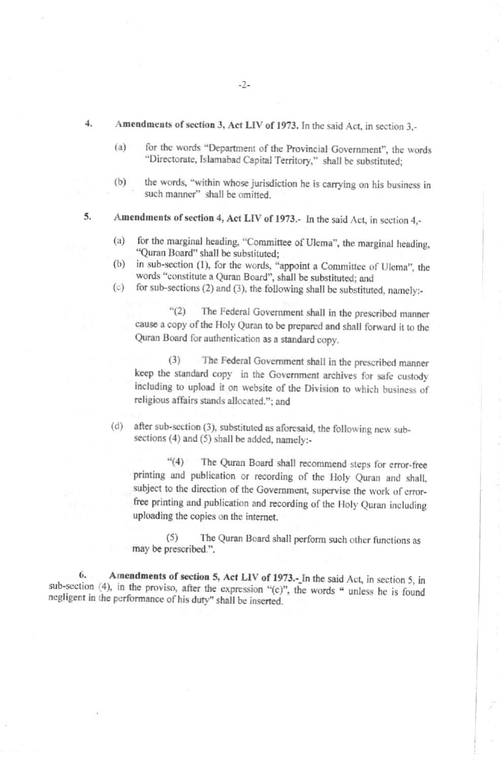4. **Amendments of section 3, Act LIV of 1973.** In the said Act, in section 3,-

   (a) for the words "Department of the Provincial Government", the words "Directorate, Islamabad Capital Territory," shall be substituted;

   (b) the words, "within whose jurisdiction he is carrying on his business in such manner" shall be omitted.

5. **Amendments of section 4, Act LIV of 1973.**- In the said Act, in section 4,-

   (a) for the marginal heading, "Committee of Ulema", the marginal heading, "Quran Board" shall be substituted;

   (b) in sub-section (1), for the words, "appoint a Committee of Ulema", the words "constitute a Quran Board", shall be substituted; and

   (c) for sub-sections (2) and (3), the following shall be substituted, namely:-

   > "(2) The Federal Government shall in the prescribed manner cause a copy of the Holy Quran to be prepared and shall forward it to the Quran Board for authentication as a standard copy.
   >
   > (3) The Federal Government shall in the prescribed manner keep the standard copy in the Government archives for safe custody including to upload it on website of the Division to which business of religious affairs stands allocated."; and

   (d) after sub-section (3), substituted as aforesaid, the following new sub-sections (4) and (5) shall be added, namely:-

   > "(4) The Quran Board shall recommend steps for error-free printing and publication or recording of the Holy Quran and shall, subject to the direction of the Government, supervise the work of error-free printing and publication and recording of the Holy Quran including uploading the copies on the internet.
   >
   > (5) The Quran Board shall perform such other functions as may be prescribed.".

6. **Amendments of section 5, Act LIV of 1973.**- In the said Act, in section 5, in sub-section (4), in the proviso, after the expression "(c)", the words " unless he is found negligent in the performance of his duty" shall be inserted.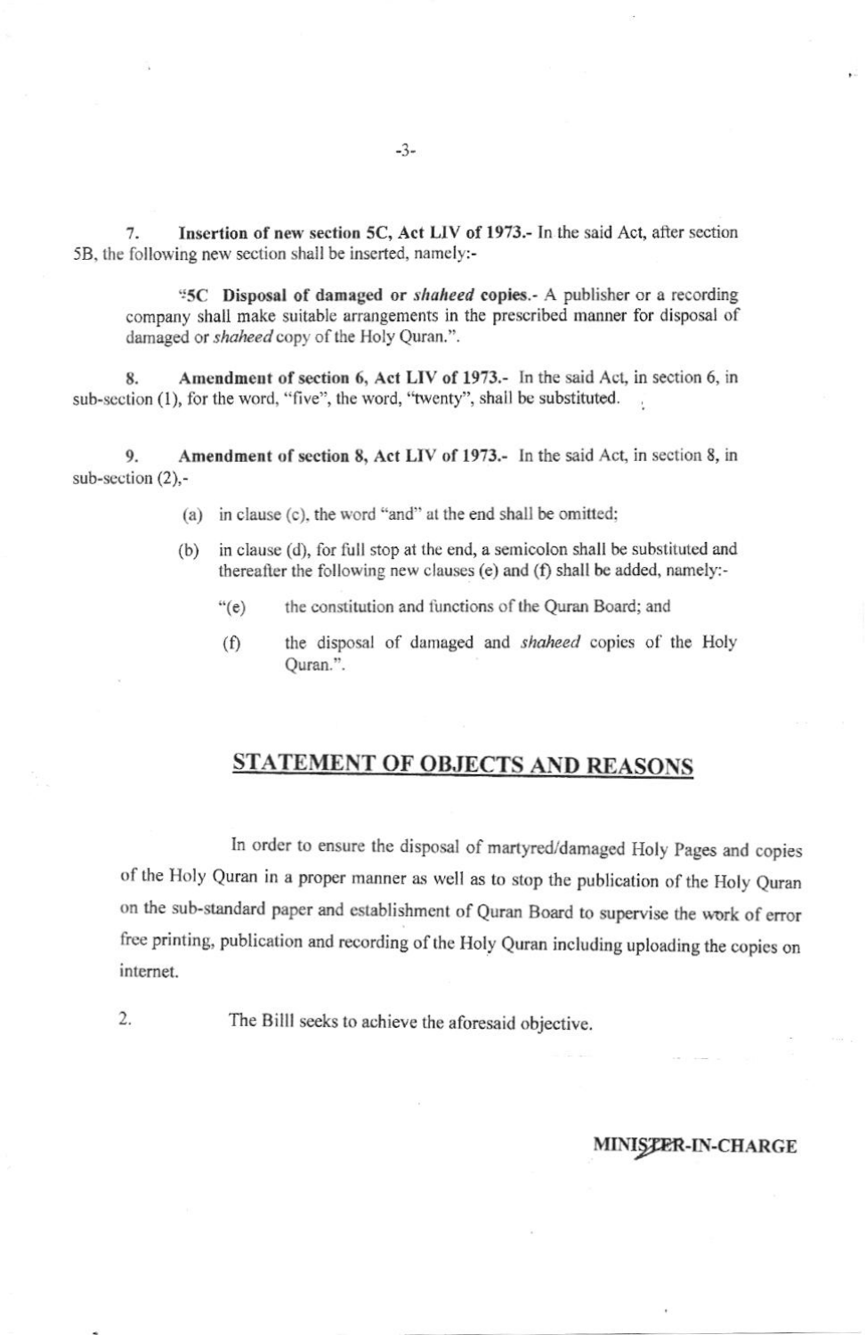7. **Insertion of new section 5C, Act LIV of 1973.-** In the said Act, after section 5B, the following new section shall be inserted, namely:-

> "5C **Disposal of damaged or *shaheed* copies.-** A publisher or a recording company shall make suitable arrangements in the prescribed manner for disposal of damaged or *shaheed* copy of the Holy Quran.".

8. **Amendment of section 6, Act LIV of 1973.-** In the said Act, in section 6, in sub-section (1), for the word, "five", the word, "twenty", shall be substituted.

9. **Amendment of section 8, Act LIV of 1973.-** In the said Act, in section 8, in sub-section (2),-

(a) in clause (c), the word "and" at the end shall be omitted;

(b) in clause (d), for full stop at the end, a semicolon shall be substituted and thereafter the following new clauses (e) and (f) shall be added, namely:-

"(e) the constitution and functions of the Quran Board; and

(f) the disposal of damaged and *shaheed* copies of the Holy Quran.".

## STATEMENT OF OBJECTS AND REASONS

In order to ensure the disposal of martyred/damaged Holy Pages and copies of the Holy Quran in a proper manner as well as to stop the publication of the Holy Quran on the sub-standard paper and establishment of Quran Board to supervise the work of error free printing, publication and recording of the Holy Quran including uploading the copies on internet.

2. The Billl seeks to achieve the aforesaid objective.

**MINISTER-IN-CHARGE**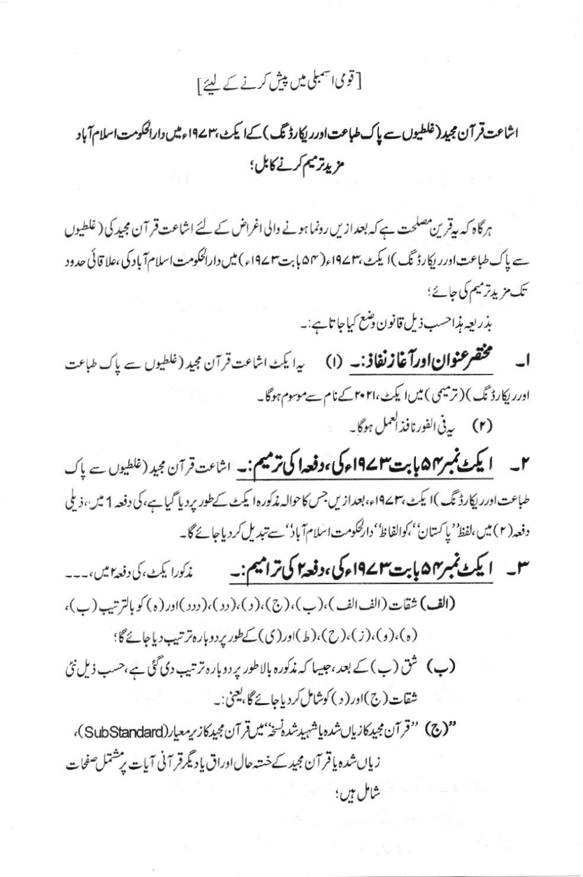[قومی اسمبلی میں پیش کرنے کے لیئے]

**اشاعت قرآن مجید (غلطیوں سے پاک طباعت اور ریکارڈنگ) کے ایکٹ، ۱۹۷۳ء میں دارالحکومت اسلام آباد مزید ترمیم کرنے کا بل؛**

ہر گاہ کہ یہ قرین مصلحت ہے کہ بعد ازیں رونما ہونے والی اغراض کے لئے اشاعت قرآن مجید کی (غلطیوں سے پاک طباعت اور ریکارڈنگ) ایکٹ، ۱۹۷۳ء (۵۴ بابت ۱۹۷۳ء) میں دارالحکومت اسلام آباد کی، علاقائی حدود تک مزید ترمیم کی جائے؛

بذریعہ ہذا حسب ذیل قانون وضع کیا جاتا ہے:۔

۱۔ **مختصر عنوان اور آغاز نفاذ:۔** (۱) یہ ایکٹ اشاعت قرآن مجید (غلطیوں سے پاک طباعت اور ریکارڈنگ) (ترمیمی) میں ایکٹ، ۲۰۲۱ کے نام سے موسوم ہوگا۔

(۲) یہ فی الفور نافذ العمل ہوگا۔

۲۔ **ایکٹ نمبر ۵۴ بابت ۱۹۷۳ء کی، دفعہ ۱ کی ترمیم:۔** اشاعت قرآن مجید (غلطیوں سے پاک طباعت اور ریکارڈنگ) ایکٹ، ۱۹۷۳ء، بعد ازیں جس کا حوالہ مذکورہ ایکٹ کے طور پر دیا گیا ہے، کی دفعہ 1 میں، ذیلی دفعہ (۲) میں، لفظ "پاکستان"، کو الفاظ "دارالحکومت اسلام آباد" سے تبدیل کر دیا جائے گا۔

۳۔ **ایکٹ نمبر ۵۴ بابت ۱۹۷۳ء کی، دفعہ ۲ کی ترامیم:۔** مذکورا یکٹ، کی دفعہ ۲ میں،۔۔۔

**(الف)** شقات (الف الف)، (ب)، (ج)، (د)، (دد)، (ددد) اور (ہ) کو بالترتیب (ب)، (ہ)، (و)، (ز)، (ح)، (ط) اور (ی) کے طور پر دوبارہ ترتیب دیا جائے گا؛

**(ب)** شق (ب) کے بعد، جیسا کہ مذکورہ بالا طور پر دوبارہ ترتیب دی گئی ہے، حسب ذیل نئی شقات (ج) اور (د) کو شامل کر دیا جائے گا، یعنی:۔

"(ج) "قرآن مجید کا زیاں شدہ یا شہید شدہ نسخہ" میں قرآن مجید کا زیر معیار (SubStandard)، زیاں شدہ یا قرآن مجید کے خستہ حال اوراق یا دیگر قرآنی آیات پر مشتمل صفحات شامل ہیں؛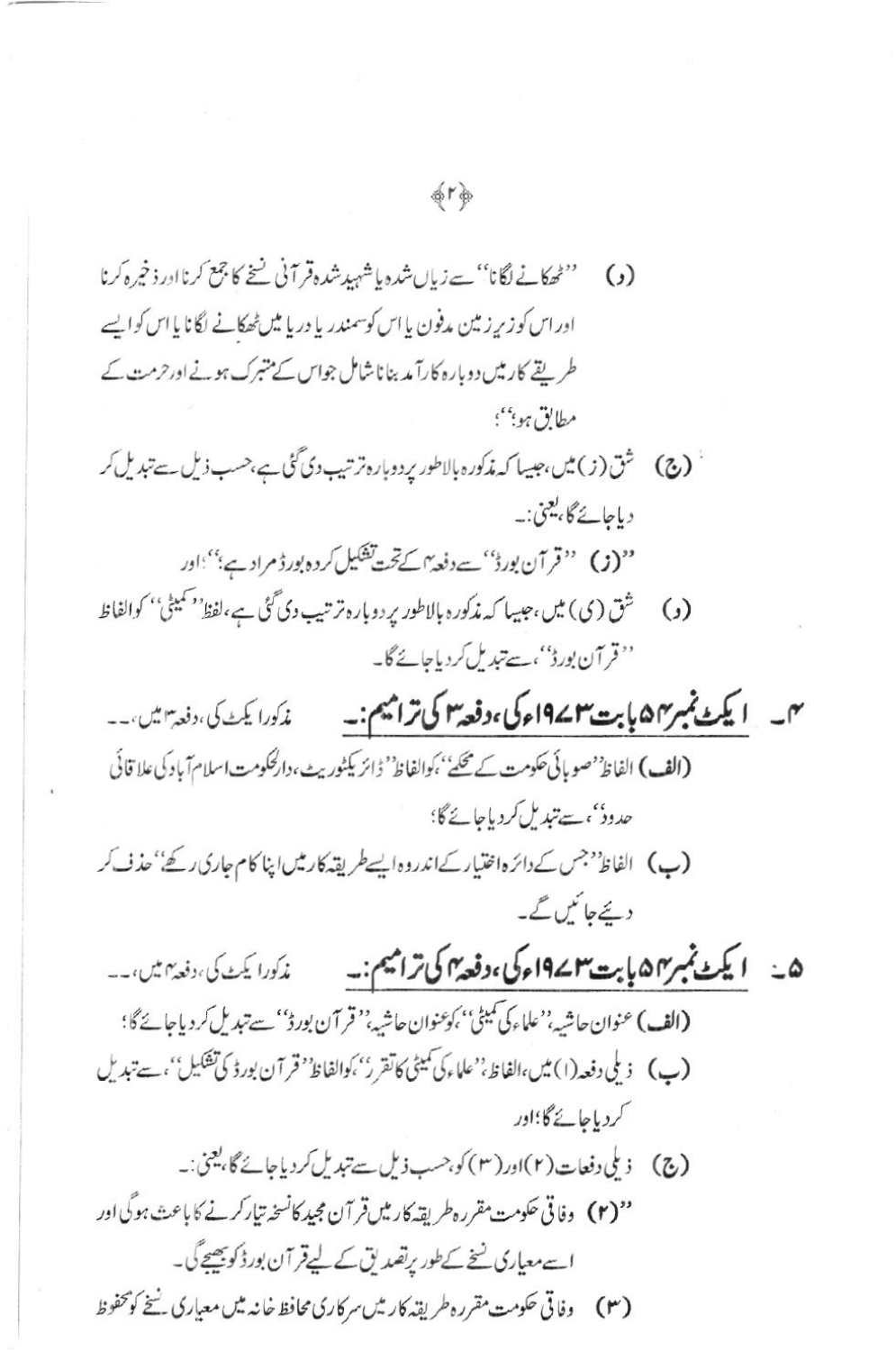(د) ''ٹھکانے لگانا'' سے زیاں شدہ یا شہید شدہ قرآنی نسخے کا جمع کرنا اور ذخیرہ کرنا اور اس کو زیر زمین مدفون یا اس کو سمندر یا دریا میں ٹھکانے لگانا یا اس کو ایسے طریقے کار میں دوبارہ کارآمد بنانا شامل جو اس کے متبرک ہونے اور حرمت کے مطابق ہو؛''؛

(ج) شق (ز) میں، جیسا کہ مذکورہ بالا طور پر دوبارہ ترتیب دی گئی ہے، حسب ذیل سے تبدیل کر دیا جائے گا، یعنی:۔

''(ز) ''قرآن بورڈ'' سے دفعہ ۴ کے تحت تشکیل کردہ بورڈ مراد ہے؛''؛ اور

(د) شق (ی) میں، جیسا کہ مذکورہ بالا طور پر دوبارہ ترتیب دی گئی ہے، لفظ ''کمیٹی'' کو الفاظ ''قرآن بورڈ''، سے تبدیل کر دیا جائے گا۔

**۴۔ ایکٹ نمبر ۵۴ بابت ۱۹۷۳ء کی، دفعہ ۳ کی ترامیم:۔** مذکورا ایکٹ کی، دفعہ ۳ میں، ۔۔

**(الف)** الفاظ ''صوبائی حکومت کے محکمے''، کو الفاظ ''ڈائریکٹوریٹ، دارالحکومت اسلام آباد کی علاقائی حدود''، سے تبدیل کر دیا جائے گا؛

**(ب)** الفاظ ''جس کے دائرہ اختیار کے اندر وہ ایسے طریقہ کار میں اپنا کام جاری رکھے'' حذف کر دیئے جائیں گے۔

**۵۔ ایکٹ نمبر ۵۴ بابت ۱۹۷۳ء کی، دفعہ ۴ کی ترامیم:۔** مذکورا ایکٹ کی، دفعہ ۴ میں، ۔۔

**(الف)** عنوان حاشیہ، ''علماء کی کمیٹی''، کو عنوان حاشیہ ''قرآن بورڈ'' سے تبدیل کر دیا جائے گا؛

**(ب)** ذیلی دفعہ (۱) میں، الفاظ، ''علماء کی کمیٹی کا تقرر''، کو الفاظ ''قرآن بورڈ کی تشکیل''، سے تبدیل کر دیا جائے گا؛ اور

**(ج)** ذیلی دفعات (۲) اور (۳) کو، حسب ذیل سے تبدیل کر دیا جائے گا، یعنی:۔

''(۲) وفاقی حکومت مقررہ طریقہ کار میں قرآن مجید کا نسخہ تیار کرنے کا باعث ہوگی اور اسے معیاری نسخے کے طور پر تصدیق کے لیے قرآن بورڈ کو بھیجے گی۔

(۳) وفاقی حکومت مقررہ طریقہ کار میں سرکاری محافظ خانہ میں معیاری نسخے کو محفوظ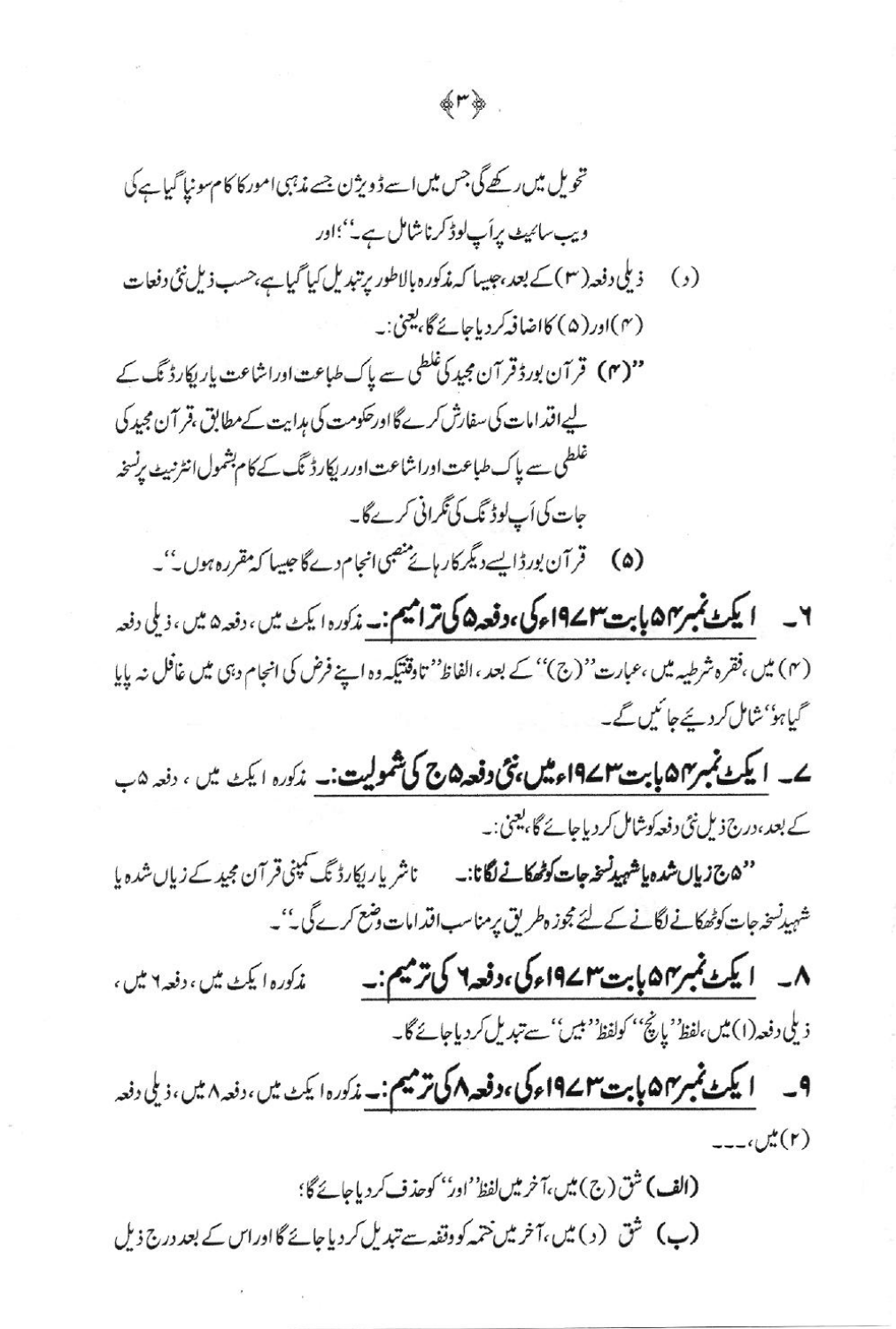تحویل میں رکھے گی جس میں اسے ڈویژن جسے مذہبی امور کا کام سونپا گیا ہے کی ویب سائیٹ پر اَپ لوڈ کرنا شامل ہے۔''؛ اور

(د) ذیلی دفعہ (۳) کے بعد، جیسا کہ مذکورہ بالا طور پر تبدیل کیا گیا ہے، حسب ذیل نئی دفعات (۴) اور (۵) کا اضافہ کر دیا جائے گا، یعنی:۔

''(۴) قرآن بورڈ قرآن مجید کی غلطی سے پاک طباعت اور اشاعت یا ریکارڈنگ کے لیے اقدامات کی سفارش کرے گا اور حکومت کی ہدایت کے مطابق، قرآن مجید کی غلطی سے پاک طباعت اور اشاعت اور ریکارڈنگ کے کام بشمول انٹرنیٹ پر نسخہ جات کی اَپ لوڈنگ کی نگرانی کرے گا۔

(۵) قرآن بورڈ ایسے دیگر کارہائے منصبی انجام دے گا جیسا کہ مقررہ ہوں۔''۔

۶۔ **ایکٹ نمبر ۵۴ بابت ۱۹۷۳ء کی، دفعہ ۵ کی ترامیم:۔** مذکورہ ایکٹ میں، دفعہ ۵ میں، ذیلی دفعہ (۴) میں، فقرہ شرطیہ میں، عبارت ''(ج)'' کے بعد، الفاظ ''تاوقتیکہ وہ اپنے فرض کی انجام دہی میں غافل نہ پایا گیا ہو'' شامل کر دیئے جائیں گے۔

۷۔ **ایکٹ نمبر ۵۴ بابت ۱۹۷۳ء میں، نئی دفعہ ۵ج کی شمولیت:۔** مذکورہ ایکٹ میں، دفعہ ۵ب کے بعد، درج ذیل نئی دفعہ کو شامل کر دیا جائے گا، یعنی:۔

''**۵ج زیاں شدہ یا شہید نسخہ جات کو ٹھکانے لگانا:۔** ناشر یا ریکارڈنگ کمپنی قرآن مجید کے زیاں شدہ یا شہید نسخہ جات کو ٹھکانے لگانے کے لئے مجوزہ طریق پر مناسب اقدامات وضع کرے گی۔''۔

۸۔ **ایکٹ نمبر ۵۴ بابت ۱۹۷۳ء کی، دفعہ ۶ کی ترمیم:۔** مذکورہ ایکٹ میں، دفعہ ۶ میں، ذیلی دفعہ (۱) میں، لفظ ''پانچ'' کو لفظ ''بیس'' سے تبدیل کر دیا جائے گا۔

۹۔ **ایکٹ نمبر ۵۴ بابت ۱۹۷۳ء کی، دفعہ ۸ کی ترمیم:۔** مذکورہ ایکٹ میں، دفعہ ۸ میں، ذیلی دفعہ (۲) میں،۔۔۔

**(الف)** شق (ج) میں، آخر میں لفظ ''اور'' کو حذف کر دیا جائے گا؛

**(ب)** شق (د) میں، آخر میں ختمہ کو وقفہ سے تبدیل کر دیا جائے گا اور اس کے بعد درج ذیل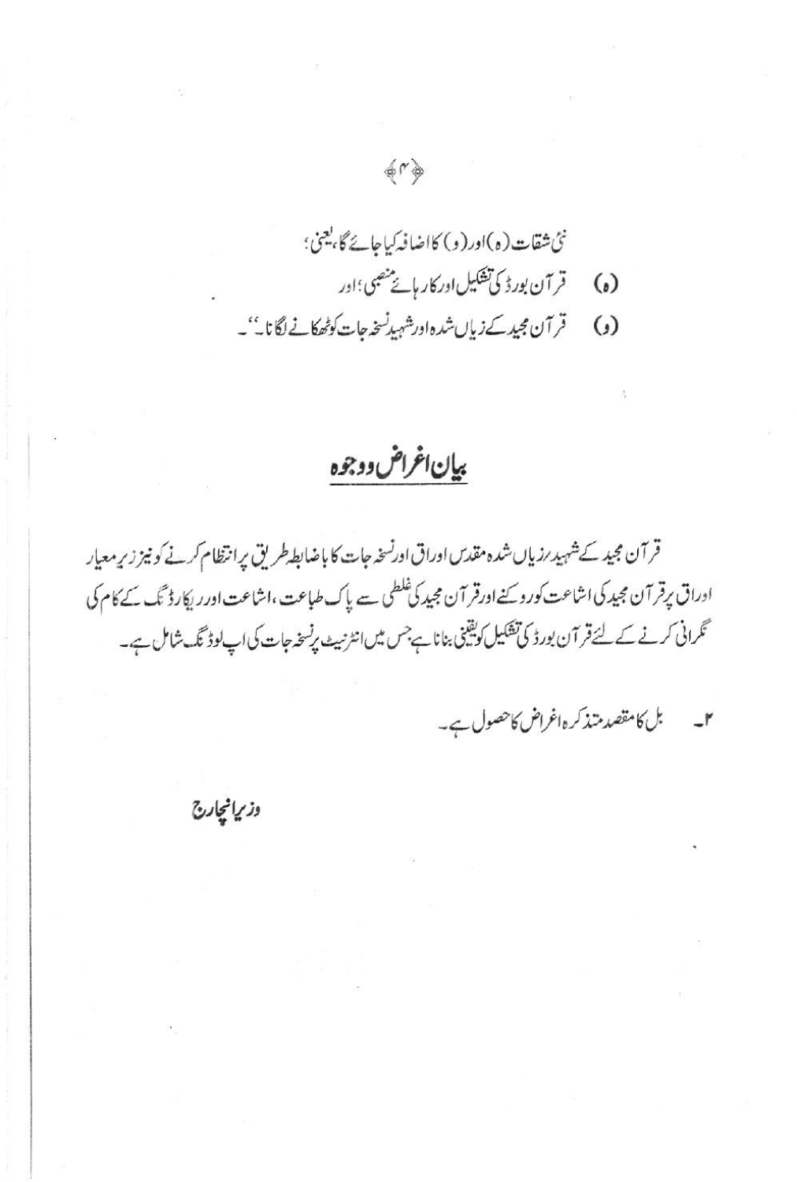نئی شقات (ہ) اور (و) کا اضافہ کیا جائے گا، یعنی:

(ہ) قرآن بورڈ کی تشکیل اور کارہائے منصبی؛ اور

(و) قرآن مجید کے زیاں شدہ اور شہید نسخہ جات کو ٹھکانے لگانا''۔

## بیان اغراض و وجوہ

قرآن مجید کے شہید/زیاں شدہ مقدس اوراق اور نسخہ جات کا باضابطہ طریق پر انتظام کرنے کو نیز زیر معیار اوراق پر قرآن مجید کی اشاعت کو روکنے اور قرآن مجید کی غلطی سے پاک طباعت، اشاعت اور ریکارڈنگ کے کام کی نگرانی کرنے کے لئے قرآن بورڈ کی تشکیل کو یقینی بنانا ہے جس میں انٹرنیٹ پر نسخہ جات کی اپ لوڈنگ شامل ہے۔

۲۔ بل کا مقصد متذکرہ اغراض کا حصول ہے۔

وزیر انچارج